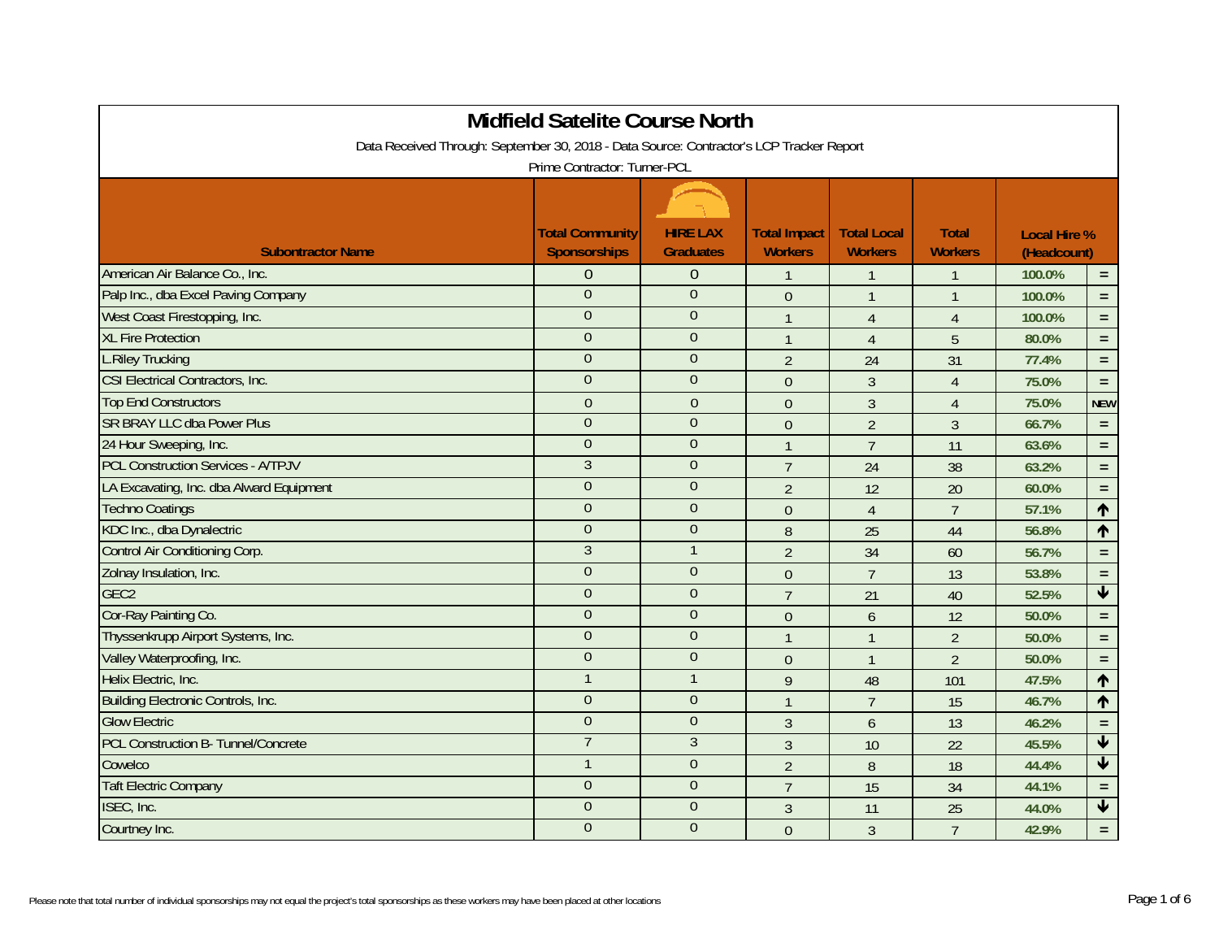# Midfield Satelite Course North

Data Received Through: September 30, 2018 - Data Source: Contractor's LCP Tracker Report

Prime Contractor: Turner-PCL

| Subontractor Name | Total Community Sponsorships | HIRE LAX Graduates | Total Impact Workers | Total Local Workers | Total Workers | Local Hire % (Headcount) | |
|---|---|---|---|---|---|---|---|
| American Air Balance Co., Inc. | 0 | 0 | 1 | 1 | 1 | 100.0% | = |
| Palp Inc., dba Excel Paving Company | 0 | 0 | 0 | 1 | 1 | 100.0% | = |
| West Coast Firestopping, Inc. | 0 | 0 | 1 | 4 | 4 | 100.0% | = |
| XL Fire Protection | 0 | 0 | 1 | 4 | 5 | 80.0% | = |
| L.Riley Trucking | 0 | 0 | 2 | 24 | 31 | 77.4% | = |
| CSI Electrical Contractors, Inc. | 0 | 0 | 0 | 3 | 4 | 75.0% | = |
| Top End Constructors | 0 | 0 | 0 | 3 | 4 | 75.0% | NEW |
| SR BRAY LLC dba Power Plus | 0 | 0 | 0 | 2 | 3 | 66.7% | = |
| 24 Hour Sweeping, Inc. | 0 | 0 | 1 | 7 | 11 | 63.6% | = |
| PCL Construction Services - A/TPJV | 3 | 0 | 7 | 24 | 38 | 63.2% | = |
| LA Excavating, Inc. dba Alward Equipment | 0 | 0 | 2 | 12 | 20 | 60.0% | = |
| Techno Coatings | 0 | 0 | 0 | 4 | 7 | 57.1% | ↑ |
| KDC Inc., dba Dynalectric | 0 | 0 | 8 | 25 | 44 | 56.8% | ↑ |
| Control Air Conditioning Corp. | 3 | 1 | 2 | 34 | 60 | 56.7% | = |
| Zolnay Insulation, Inc. | 0 | 0 | 0 | 7 | 13 | 53.8% | = |
| GEC2 | 0 | 0 | 7 | 21 | 40 | 52.5% | ↓ |
| Cor-Ray Painting Co. | 0 | 0 | 0 | 6 | 12 | 50.0% | = |
| Thyssenkrupp Airport Systems, Inc. | 0 | 0 | 1 | 1 | 2 | 50.0% | = |
| Valley Waterproofing, Inc. | 0 | 0 | 0 | 1 | 2 | 50.0% | = |
| Helix Electric, Inc. | 1 | 1 | 9 | 48 | 101 | 47.5% | ↑ |
| Building Electronic Controls, Inc. | 0 | 0 | 1 | 7 | 15 | 46.7% | ↑ |
| Glow Electric | 0 | 0 | 3 | 6 | 13 | 46.2% | = |
| PCL Construction B- Tunnel/Concrete | 7 | 3 | 3 | 10 | 22 | 45.5% | ↓ |
| Cowelco | 1 | 0 | 2 | 8 | 18 | 44.4% | ↓ |
| Taft Electric Company | 0 | 0 | 7 | 15 | 34 | 44.1% | = |
| ISEC, Inc. | 0 | 0 | 3 | 11 | 25 | 44.0% | ↓ |
| Courtney Inc. | 0 | 0 | 0 | 3 | 7 | 42.9% | = |

Please note that total number of individual sponsorships may not equal the project's total sponsorships as these workers may have been placed at other locations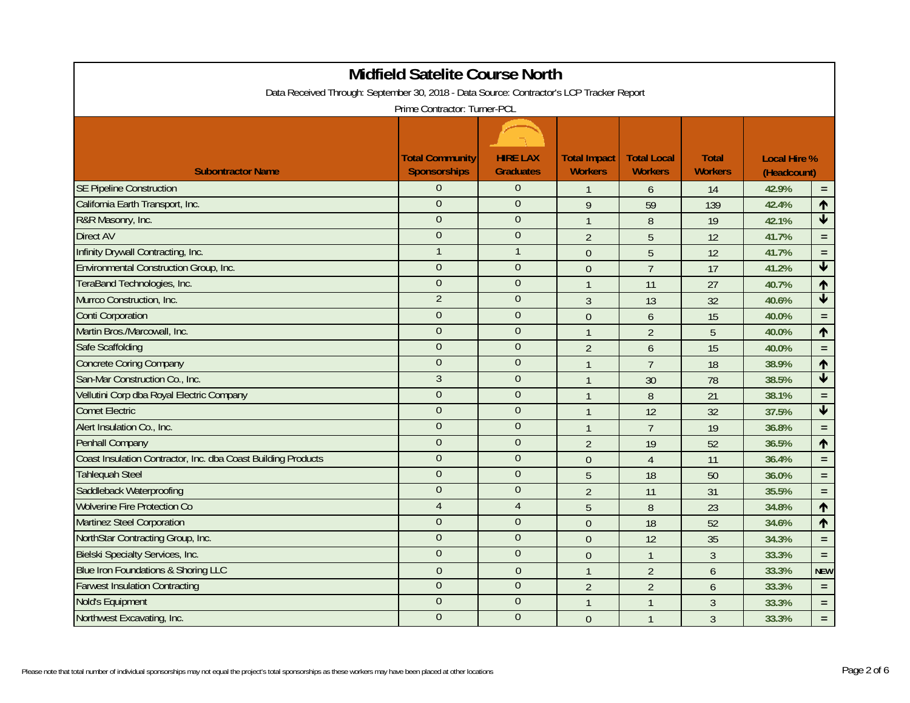# Midfield Satelite Course North

Data Received Through: September 30, 2018 - Data Source: Contractor's LCP Tracker Report

Prime Contractor: Turner-PCL

| Subontractor Name | Total Community Sponsorships | HIRE LAX Graduates | Total Impact Workers | Total Local Workers | Total Workers | Local Hire % (Headcount) | |
|---|---|---|---|---|---|---|---|
| SE Pipeline Construction | 0 | 0 | 1 | 6 | 14 | 42.9% | = |
| California Earth Transport, Inc. | 0 | 0 | 9 | 59 | 139 | 42.4% | ↑ |
| R&R Masonry, Inc. | 0 | 0 | 1 | 8 | 19 | 42.1% | ↓ |
| Direct AV | 0 | 0 | 2 | 5 | 12 | 41.7% | = |
| Infinity Drywall Contracting, Inc. | 1 | 1 | 0 | 5 | 12 | 41.7% | = |
| Environmental Construction Group, Inc. | 0 | 0 | 0 | 7 | 17 | 41.2% | ↓ |
| TeraBand Technologies, Inc. | 0 | 0 | 1 | 11 | 27 | 40.7% | ↑ |
| Murrco Construction, Inc. | 2 | 0 | 3 | 13 | 32 | 40.6% | ↓ |
| Conti Corporation | 0 | 0 | 0 | 6 | 15 | 40.0% | = |
| Martin Bros./Marcowall, Inc. | 0 | 0 | 1 | 2 | 5 | 40.0% | ↑ |
| Safe Scaffolding | 0 | 0 | 2 | 6 | 15 | 40.0% | = |
| Concrete Coring Company | 0 | 0 | 1 | 7 | 18 | 38.9% | ↑ |
| San-Mar Construction Co., Inc. | 3 | 0 | 1 | 30 | 78 | 38.5% | ↓ |
| Vellutini Corp dba Royal Electric Company | 0 | 0 | 1 | 8 | 21 | 38.1% | = |
| Comet Electric | 0 | 0 | 1 | 12 | 32 | 37.5% | ↓ |
| Alert Insulation Co., Inc. | 0 | 0 | 1 | 7 | 19 | 36.8% | = |
| Penhall Company | 0 | 0 | 2 | 19 | 52 | 36.5% | ↑ |
| Coast Insulation Contractor, Inc. dba Coast Building Products | 0 | 0 | 0 | 4 | 11 | 36.4% | = |
| Tahlequah Steel | 0 | 0 | 5 | 18 | 50 | 36.0% | = |
| Saddleback Waterproofing | 0 | 0 | 2 | 11 | 31 | 35.5% | = |
| Wolverine Fire Protection Co | 4 | 4 | 5 | 8 | 23 | 34.8% | ↑ |
| Martinez Steel Corporation | 0 | 0 | 0 | 18 | 52 | 34.6% | ↑ |
| NorthStar Contracting Group, Inc. | 0 | 0 | 0 | 12 | 35 | 34.3% | = |
| Bielski Specialty Services, Inc. | 0 | 0 | 0 | 1 | 3 | 33.3% | = |
| Blue Iron Foundations & Shoring LLC | 0 | 0 | 1 | 2 | 6 | 33.3% | NEW |
| Farwest Insulation Contracting | 0 | 0 | 2 | 2 | 6 | 33.3% | = |
| Nold's Equipment | 0 | 0 | 1 | 1 | 3 | 33.3% | = |
| Northwest Excavating, Inc. | 0 | 0 | 0 | 1 | 3 | 33.3% | = |

Please note that total number of individual sponsorships may not equal the project's total sponsorships as these workers may have been placed at other locations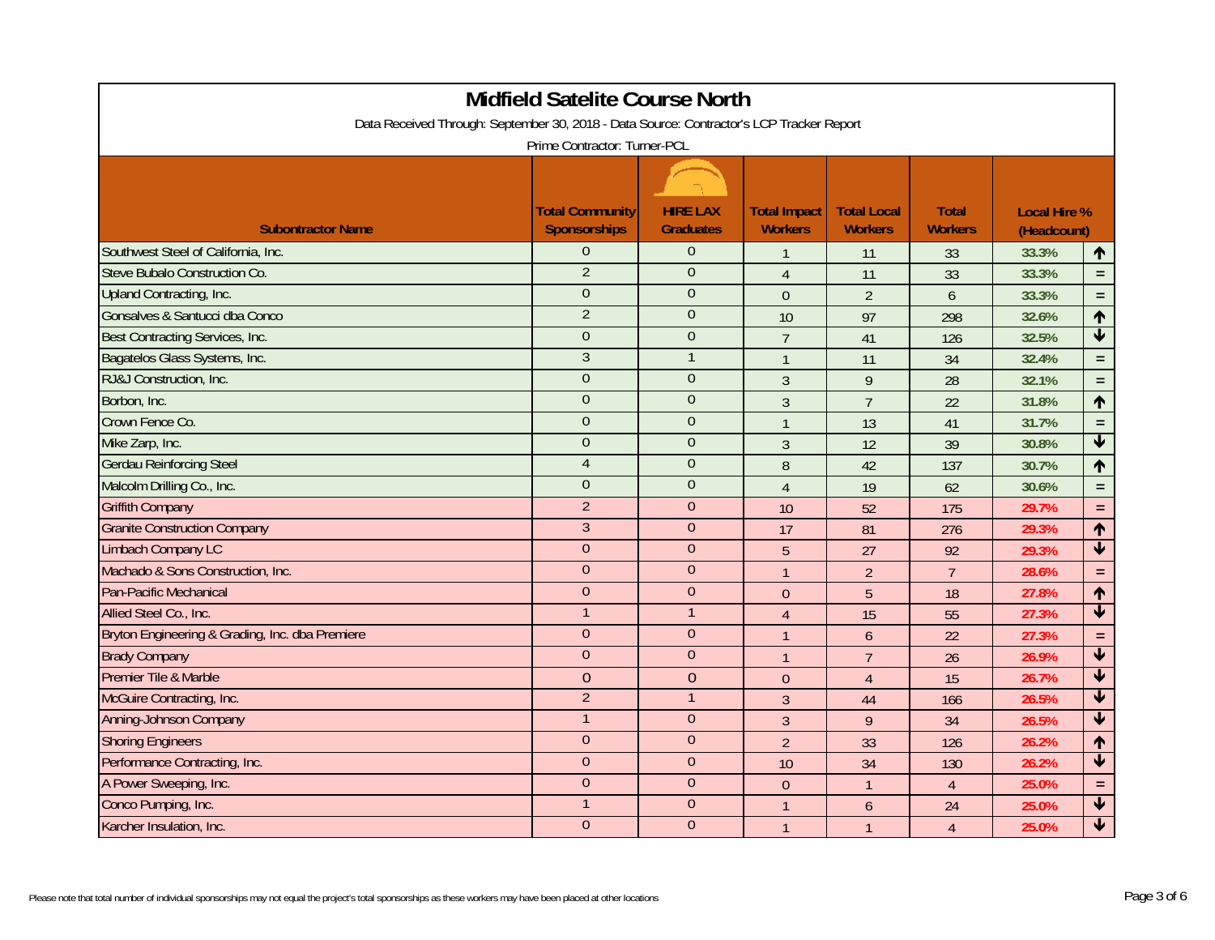# Midfield Satelite Course North

Data Received Through: September 30, 2018 - Data Source: Contractor's LCP Tracker Report

Prime Contractor: Turner-PCL

| Subontractor Name | Total Community Sponsorships | HIRE LAX Graduates | Total Impact Workers | Total Local Workers | Total Workers | Local Hire % (Headcount) | |
|---|---|---|---|---|---|---|---|
| Southwest Steel of California, Inc. | 0 | 0 | 1 | 11 | 33 | 33.3% | ↑ |
| Steve Bubalo Construction Co. | 2 | 0 | 4 | 11 | 33 | 33.3% | = |
| Upland Contracting, Inc. | 0 | 0 | 0 | 2 | 6 | 33.3% | = |
| Gonsalves & Santucci dba Conco | 2 | 0 | 10 | 97 | 298 | 32.6% | ↑ |
| Best Contracting Services, Inc. | 0 | 0 | 7 | 41 | 126 | 32.5% | ↓ |
| Bagatelos Glass Systems, Inc. | 3 | 1 | 1 | 11 | 34 | 32.4% | = |
| RJ&J Construction, Inc. | 0 | 0 | 3 | 9 | 28 | 32.1% | = |
| Borbon, Inc. | 0 | 0 | 3 | 7 | 22 | 31.8% | ↑ |
| Crown Fence Co. | 0 | 0 | 1 | 13 | 41 | 31.7% | = |
| Mike Zarp, Inc. | 0 | 0 | 3 | 12 | 39 | 30.8% | ↓ |
| Gerdau Reinforcing Steel | 4 | 0 | 8 | 42 | 137 | 30.7% | ↑ |
| Malcolm Drilling Co., Inc. | 0 | 0 | 4 | 19 | 62 | 30.6% | = |
| Griffith Company | 2 | 0 | 10 | 52 | 175 | 29.7% | = |
| Granite Construction Company | 3 | 0 | 17 | 81 | 276 | 29.3% | ↑ |
| Limbach Company LC | 0 | 0 | 5 | 27 | 92 | 29.3% | ↓ |
| Machado & Sons Construction, Inc. | 0 | 0 | 1 | 2 | 7 | 28.6% | = |
| Pan-Pacific Mechanical | 0 | 0 | 0 | 5 | 18 | 27.8% | ↑ |
| Allied Steel Co., Inc. | 1 | 1 | 4 | 15 | 55 | 27.3% | ↓ |
| Bryton Engineering & Grading, Inc. dba Premiere | 0 | 0 | 1 | 6 | 22 | 27.3% | = |
| Brady Company | 0 | 0 | 1 | 7 | 26 | 26.9% | ↓ |
| Premier Tile & Marble | 0 | 0 | 0 | 4 | 15 | 26.7% | ↓ |
| McGuire Contracting, Inc. | 2 | 1 | 3 | 44 | 166 | 26.5% | ↓ |
| Anning-Johnson Company | 1 | 0 | 3 | 9 | 34 | 26.5% | ↓ |
| Shoring Engineers | 0 | 0 | 2 | 33 | 126 | 26.2% | ↑ |
| Performance Contracting, Inc. | 0 | 0 | 10 | 34 | 130 | 26.2% | ↓ |
| A Power Sweeping, Inc. | 0 | 0 | 0 | 1 | 4 | 25.0% | = |
| Conco Pumping, Inc. | 1 | 0 | 1 | 6 | 24 | 25.0% | ↓ |
| Karcher Insulation, Inc. | 0 | 0 | 1 | 1 | 4 | 25.0% | ↓ |

Please note that total number of individual sponsorships may not equal the project's total sponsorships as these workers may have been placed at other locations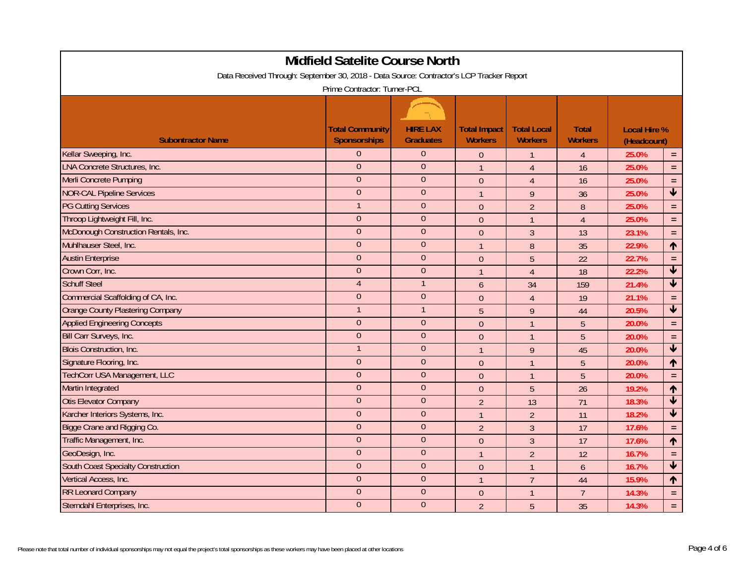# Midfield Satelite Course North

Data Received Through: September 30, 2018 - Data Source: Contractor's LCP Tracker Report

Prime Contractor: Turner-PCL

| Subontractor Name | Total Community Sponsorships | HIRE LAX Graduates | Total Impact Workers | Total Local Workers | Total Workers | Local Hire % (Headcount) | |
|---|---|---|---|---|---|---|---|
| Kellar Sweeping, Inc. | 0 | 0 | 0 | 1 | 4 | 25.0% | = |
| LNA Concrete Structures, Inc. | 0 | 0 | 1 | 4 | 16 | 25.0% | = |
| Merli Concrete Pumping | 0 | 0 | 0 | 4 | 16 | 25.0% | = |
| NOR-CAL Pipeline Services | 0 | 0 | 1 | 9 | 36 | 25.0% | ↓ |
| PG Cutting Services | 1 | 0 | 0 | 2 | 8 | 25.0% | = |
| Throop Lightweight Fill, Inc. | 0 | 0 | 0 | 1 | 4 | 25.0% | = |
| McDonough Construction Rentals, Inc. | 0 | 0 | 0 | 3 | 13 | 23.1% | = |
| Muhlhauser Steel, Inc. | 0 | 0 | 1 | 8 | 35 | 22.9% | ↑ |
| Austin Enterprise | 0 | 0 | 0 | 5 | 22 | 22.7% | = |
| Crown Corr, Inc. | 0 | 0 | 1 | 4 | 18 | 22.2% | ↓ |
| Schuff Steel | 4 | 1 | 6 | 34 | 159 | 21.4% | ↓ |
| Commercial Scaffolding of CA, Inc. | 0 | 0 | 0 | 4 | 19 | 21.1% | = |
| Orange County Plastering Company | 1 | 1 | 5 | 9 | 44 | 20.5% | ↓ |
| Applied Engineering Concepts | 0 | 0 | 0 | 1 | 5 | 20.0% | = |
| Bill Carr Surveys, Inc. | 0 | 0 | 0 | 1 | 5 | 20.0% | = |
| Blois Construction, Inc. | 1 | 0 | 1 | 9 | 45 | 20.0% | ↓ |
| Signature Flooring, Inc. | 0 | 0 | 0 | 1 | 5 | 20.0% | ↑ |
| TechCorr USA Management, LLC | 0 | 0 | 0 | 1 | 5 | 20.0% | = |
| Martin Integrated | 0 | 0 | 0 | 5 | 26 | 19.2% | ↑ |
| Otis Elevator Company | 0 | 0 | 2 | 13 | 71 | 18.3% | ↓ |
| Karcher Interiors Systems, Inc. | 0 | 0 | 1 | 2 | 11 | 18.2% | ↓ |
| Bigge Crane and Rigging Co. | 0 | 0 | 2 | 3 | 17 | 17.6% | = |
| Traffic Management, Inc. | 0 | 0 | 0 | 3 | 17 | 17.6% | ↑ |
| GeoDesign, Inc. | 0 | 0 | 1 | 2 | 12 | 16.7% | = |
| South Coast Specialty Construction | 0 | 0 | 0 | 1 | 6 | 16.7% | ↓ |
| Vertical Access, Inc. | 0 | 0 | 1 | 7 | 44 | 15.9% | ↑ |
| RR Leonard Company | 0 | 0 | 0 | 1 | 7 | 14.3% | = |
| Sterndahl Enterprises, Inc. | 0 | 0 | 2 | 5 | 35 | 14.3% | = |

Please note that total number of individual sponsorships may not equal the project's total sponsorships as these workers may have been placed at other locations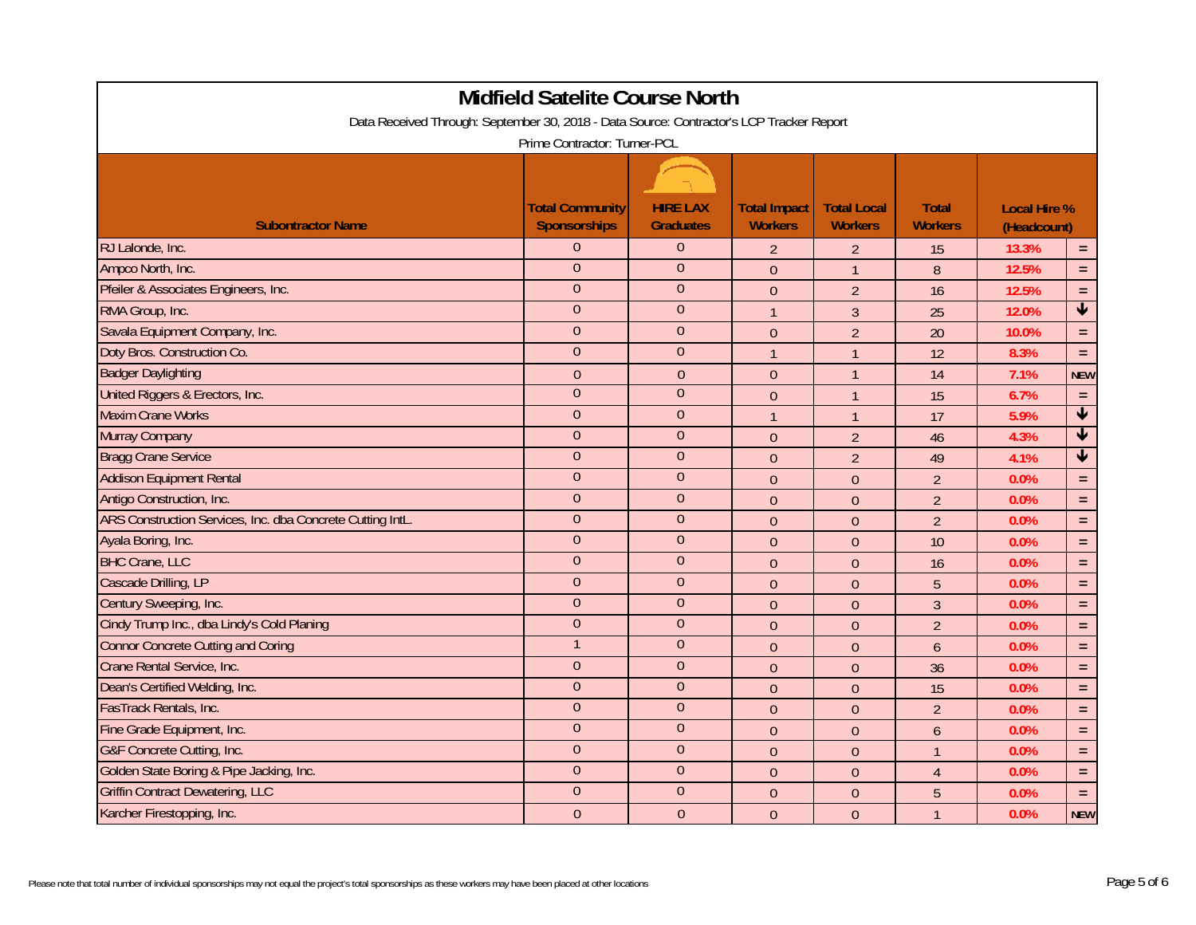# Midfield Satelite Course North

Data Received Through: September 30, 2018 - Data Source: Contractor's LCP Tracker Report

Prime Contractor: Turner-PCL

| Subontractor Name | Total Community Sponsorships | HIRE LAX Graduates | Total Impact Workers | Total Local Workers | Total Workers | Local Hire % (Headcount) | |
|---|---|---|---|---|---|---|---|
| RJ Lalonde, Inc. | 0 | 0 | 2 | 2 | 15 | 13.3% | = |
| Ampco North, Inc. | 0 | 0 | 0 | 1 | 8 | 12.5% | = |
| Pfeiler & Associates Engineers, Inc. | 0 | 0 | 0 | 2 | 16 | 12.5% | = |
| RMA Group, Inc. | 0 | 0 | 1 | 3 | 25 | 12.0% | ↓ |
| Savala Equipment Company, Inc. | 0 | 0 | 0 | 2 | 20 | 10.0% | = |
| Doty Bros. Construction Co. | 0 | 0 | 1 | 1 | 12 | 8.3% | = |
| Badger Daylighting | 0 | 0 | 0 | 1 | 14 | 7.1% | NEW |
| United Riggers & Erectors, Inc. | 0 | 0 | 0 | 1 | 15 | 6.7% | = |
| Maxim Crane Works | 0 | 0 | 1 | 1 | 17 | 5.9% | ↓ |
| Murray Company | 0 | 0 | 0 | 2 | 46 | 4.3% | ↓ |
| Bragg Crane Service | 0 | 0 | 0 | 2 | 49 | 4.1% | ↓ |
| Addison Equipment Rental | 0 | 0 | 0 | 0 | 2 | 0.0% | = |
| Antigo Construction, Inc. | 0 | 0 | 0 | 0 | 2 | 0.0% | = |
| ARS Construction Services, Inc. dba Concrete Cutting IntL. | 0 | 0 | 0 | 0 | 2 | 0.0% | = |
| Ayala Boring, Inc. | 0 | 0 | 0 | 0 | 10 | 0.0% | = |
| BHC Crane, LLC | 0 | 0 | 0 | 0 | 16 | 0.0% | = |
| Cascade Drilling, LP | 0 | 0 | 0 | 0 | 5 | 0.0% | = |
| Century Sweeping, Inc. | 0 | 0 | 0 | 0 | 3 | 0.0% | = |
| Cindy Trump Inc., dba Lindy's Cold Planing | 0 | 0 | 0 | 0 | 2 | 0.0% | = |
| Connor Concrete Cutting and Coring | 1 | 0 | 0 | 0 | 6 | 0.0% | = |
| Crane Rental Service, Inc. | 0 | 0 | 0 | 0 | 36 | 0.0% | = |
| Dean's Certified Welding, Inc. | 0 | 0 | 0 | 0 | 15 | 0.0% | = |
| FasTrack Rentals, Inc. | 0 | 0 | 0 | 0 | 2 | 0.0% | = |
| Fine Grade Equipment, Inc. | 0 | 0 | 0 | 0 | 6 | 0.0% | = |
| G&F Concrete Cutting, Inc. | 0 | 0 | 0 | 0 | 1 | 0.0% | = |
| Golden State Boring & Pipe Jacking, Inc. | 0 | 0 | 0 | 0 | 4 | 0.0% | = |
| Griffin Contract Dewatering, LLC | 0 | 0 | 0 | 0 | 5 | 0.0% | = |
| Karcher Firestopping, Inc. | 0 | 0 | 0 | 0 | 1 | 0.0% | NEW |

Please note that total number of individual sponsorships may not equal the project's total sponsorships as these workers may have been placed at other locations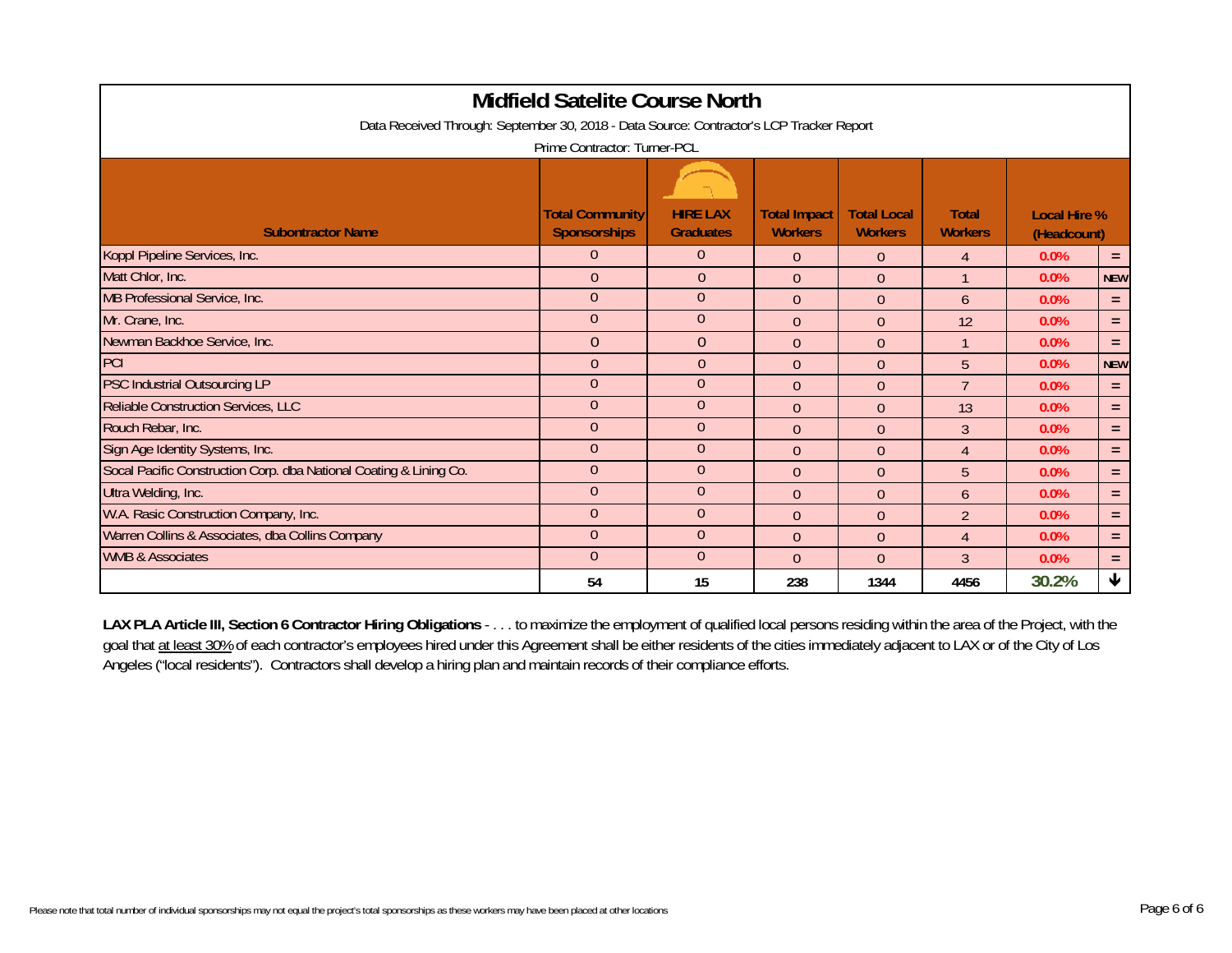# Midfield Satelite Course North

Data Received Through: September 30, 2018 - Data Source: Contractor's LCP Tracker Report

Prime Contractor: Turner-PCL

| Subontractor Name | Total Community Sponsorships | HIRE LAX Graduates | Total Impact Workers | Total Local Workers | Total Workers | Local Hire % (Headcount) | |
|---|---|---|---|---|---|---|---|
| Koppl Pipeline Services, Inc. | 0 | 0 | 0 | 0 | 4 | 0.0% | = |
| Matt Chlor, Inc. | 0 | 0 | 0 | 0 | 1 | 0.0% | NEW |
| MB Professional Service, Inc. | 0 | 0 | 0 | 0 | 6 | 0.0% | = |
| Mr. Crane, Inc. | 0 | 0 | 0 | 0 | 12 | 0.0% | = |
| Newman Backhoe Service, Inc. | 0 | 0 | 0 | 0 | 1 | 0.0% | = |
| PCI | 0 | 0 | 0 | 0 | 5 | 0.0% | NEW |
| PSC Industrial Outsourcing LP | 0 | 0 | 0 | 0 | 7 | 0.0% | = |
| Reliable Construction Services, LLC | 0 | 0 | 0 | 0 | 13 | 0.0% | = |
| Rouch Rebar, Inc. | 0 | 0 | 0 | 0 | 3 | 0.0% | = |
| Sign Age Identity Systems, Inc. | 0 | 0 | 0 | 0 | 4 | 0.0% | = |
| Socal Pacific Construction Corp. dba National Coating & Lining Co. | 0 | 0 | 0 | 0 | 5 | 0.0% | = |
| Ultra Welding, Inc. | 0 | 0 | 0 | 0 | 6 | 0.0% | = |
| W.A. Rasic Construction Company, Inc. | 0 | 0 | 0 | 0 | 2 | 0.0% | = |
| Warren Collins & Associates, dba Collins Company | 0 | 0 | 0 | 0 | 4 | 0.0% | = |
| WMB & Associates | 0 | 0 | 0 | 0 | 3 | 0.0% | = |
| | 54 | 15 | 238 | 1344 | 4456 | 30.2% | ↓ |

**LAX PLA Article III, Section 6 Contractor Hiring Obligations** - . . . to maximize the employment of qualified local persons residing within the area of the Project, with the goal that at least 30% of each contractor's employees hired under this Agreement shall be either residents of the cities immediately adjacent to LAX or of the City of Los Angeles ("local residents"). Contractors shall develop a hiring plan and maintain records of their compliance efforts.

Please note that total number of individual sponsorships may not equal the project's total sponsorships as these workers may have been placed at other locations